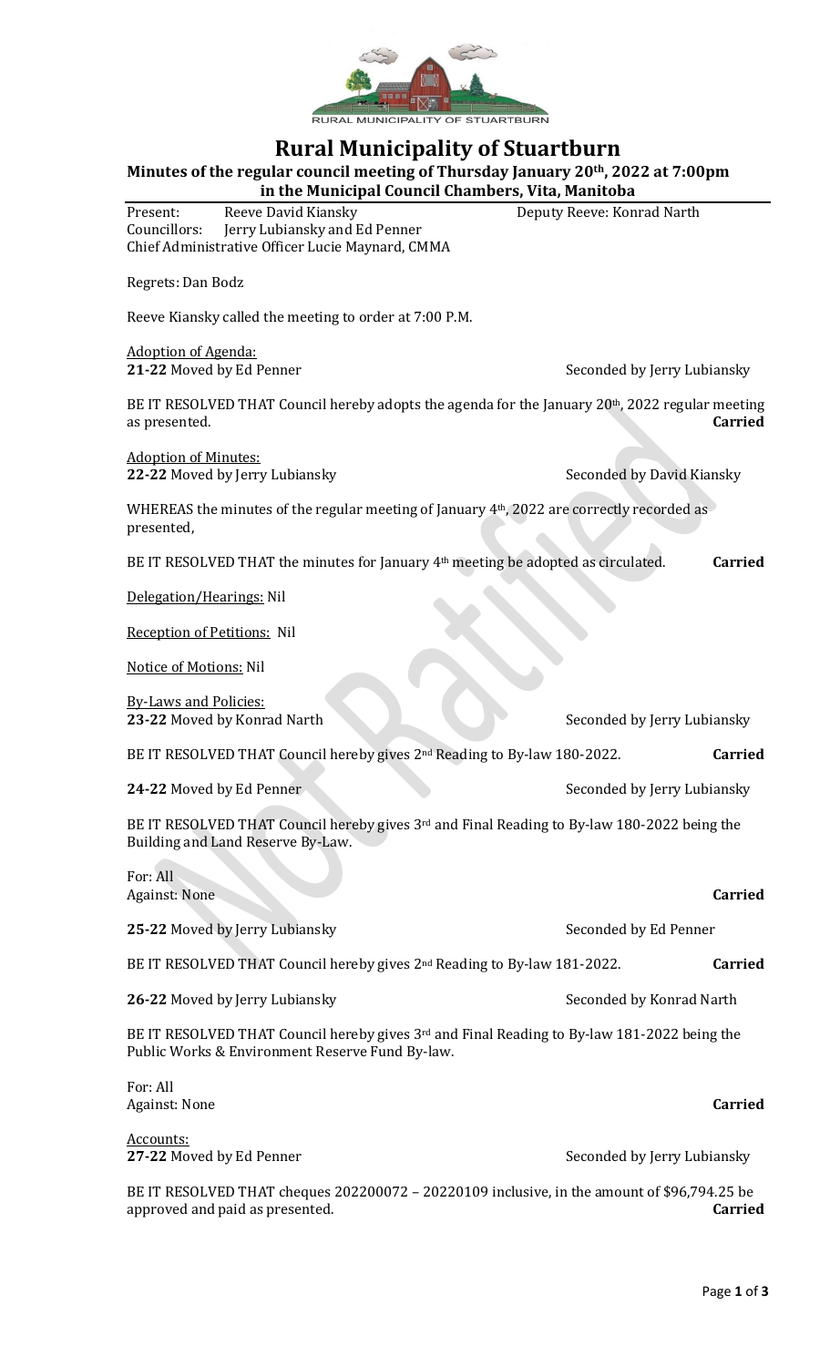RURAL MUNICIPALITY OF STUARTBURN

# Rural Municipality of Stuartburn

**Minutes of the regular council meeting of Thursday January 20th, 2022 at 7:00pm in the Municipal Council Chambers, Vita, Manitoba**

Present: Reeve David Kiansky Deputy Reeve: Konrad Narth
Councillors: Jerry Lubiansky and Ed Penner
Chief Administrative Officer Lucie Maynard, CMMA

Regrets: Dan Bodz

Reeve Kiansky called the meeting to order at 7:00 P.M.

Adoption of Agenda:
**21-22** Moved by Ed Penner Seconded by Jerry Lubiansky

BE IT RESOLVED THAT Council hereby adopts the agenda for the January 20th, 2022 regular meeting as presented. **Carried**

Adoption of Minutes:
**22-22** Moved by Jerry Lubiansky Seconded by David Kiansky

WHEREAS the minutes of the regular meeting of January 4th, 2022 are correctly recorded as presented,

BE IT RESOLVED THAT the minutes for January 4th meeting be adopted as circulated. **Carried**

Delegation/Hearings: Nil

Reception of Petitions: Nil

Notice of Motions: Nil

By-Laws and Policies:
**23-22** Moved by Konrad Narth Seconded by Jerry Lubiansky

BE IT RESOLVED THAT Council hereby gives 2nd Reading to By-law 180-2022. **Carried**

**24-22** Moved by Ed Penner Seconded by Jerry Lubiansky

BE IT RESOLVED THAT Council hereby gives 3rd and Final Reading to By-law 180-2022 being the Building and Land Reserve By-Law.

For: All
Against: None **Carried**

**25-22** Moved by Jerry Lubiansky Seconded by Ed Penner

BE IT RESOLVED THAT Council hereby gives 2nd Reading to By-law 181-2022. **Carried**

**26-22** Moved by Jerry Lubiansky Seconded by Konrad Narth

BE IT RESOLVED THAT Council hereby gives 3rd and Final Reading to By-law 181-2022 being the Public Works & Environment Reserve Fund By-law.

For: All
Against: None **Carried**

Accounts:
**27-22** Moved by Ed Penner Seconded by Jerry Lubiansky

BE IT RESOLVED THAT cheques 202200072 – 20220109 inclusive, in the amount of $96,794.25 be approved and paid as presented. **Carried**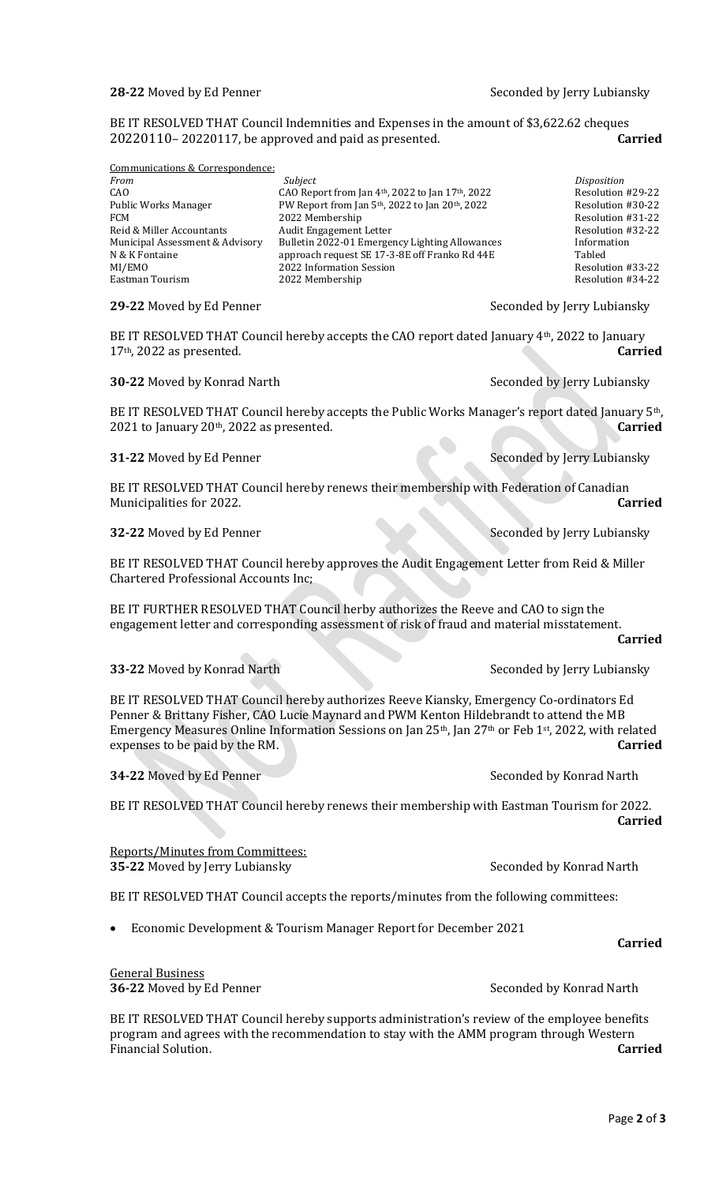**28-22** Moved by Ed Penner Seconded by Jerry Lubiansky

BE IT RESOLVED THAT Council Indemnities and Expenses in the amount of $3,622.62 cheques 20220110– 20220117, be approved and paid as presented. **Carried**

Communications & Correspondence:

| *From* | *Subject* | *Disposition* |
|---|---|---|
| CAO | CAO Report from Jan 4th, 2022 to Jan 17th, 2022 | Resolution #29-22 |
| Public Works Manager | PW Report from Jan 5th, 2022 to Jan 20th, 2022 | Resolution #30-22 |
| FCM | 2022 Membership | Resolution #31-22 |
| Reid & Miller Accountants | Audit Engagement Letter | Resolution #32-22 |
| Municipal Assessment & Advisory | Bulletin 2022-01 Emergency Lighting Allowances | Information |
| N & K Fontaine | approach request SE 17-3-8E off Franko Rd 44E | Tabled |
| MI/EMO | 2022 Information Session | Resolution #33-22 |
| Eastman Tourism | 2022 Membership | Resolution #34-22 |

**29-22** Moved by Ed Penner Seconded by Jerry Lubiansky

BE IT RESOLVED THAT Council hereby accepts the CAO report dated January 4th, 2022 to January 17th, 2022 as presented. **Carried**

**30-22** Moved by Konrad Narth Seconded by Jerry Lubiansky

BE IT RESOLVED THAT Council hereby accepts the Public Works Manager's report dated January 5th, 2021 to January 20th, 2022 as presented. **Carried**

**31-22** Moved by Ed Penner Seconded by Jerry Lubiansky

BE IT RESOLVED THAT Council hereby renews their membership with Federation of Canadian Municipalities for 2022. **Carried**

**32-22** Moved by Ed Penner Seconded by Jerry Lubiansky

BE IT RESOLVED THAT Council hereby approves the Audit Engagement Letter from Reid & Miller Chartered Professional Accounts Inc;

BE IT FURTHER RESOLVED THAT Council herby authorizes the Reeve and CAO to sign the engagement letter and corresponding assessment of risk of fraud and material misstatement.

**Carried**

**33-22** Moved by Konrad Narth Seconded by Jerry Lubiansky

BE IT RESOLVED THAT Council hereby authorizes Reeve Kiansky, Emergency Co-ordinators Ed Penner & Brittany Fisher, CAO Lucie Maynard and PWM Kenton Hildebrandt to attend the MB Emergency Measures Online Information Sessions on Jan 25th, Jan 27th or Feb 1st, 2022, with related expenses to be paid by the RM. **Carried**

**34-22** Moved by Ed Penner Seconded by Konrad Narth

BE IT RESOLVED THAT Council hereby renews their membership with Eastman Tourism for 2022.

**Carried**

Reports/Minutes from Committees:

**35-22** Moved by Jerry Lubiansky Seconded by Konrad Narth

BE IT RESOLVED THAT Council accepts the reports/minutes from the following committees:

- Economic Development & Tourism Manager Report for December 2021

**Carried**

General Business

**36-22** Moved by Ed Penner Seconded by Konrad Narth

BE IT RESOLVED THAT Council hereby supports administration's review of the employee benefits program and agrees with the recommendation to stay with the AMM program through Western Financial Solution. **Carried**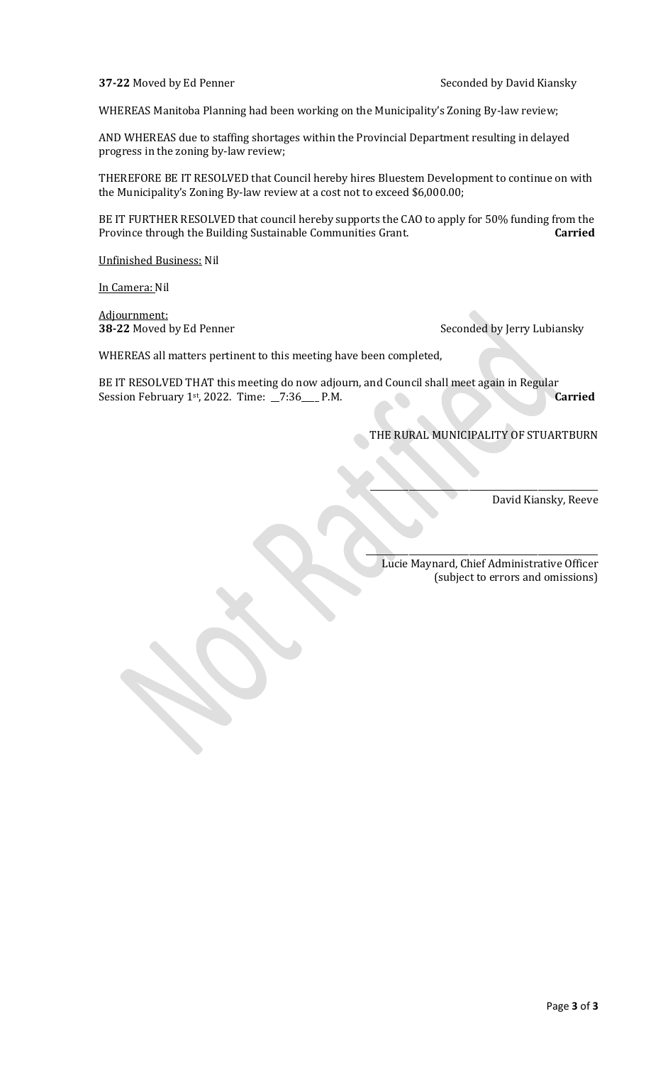**37-22** Moved by Ed Penner Seconded by David Kiansky

WHEREAS Manitoba Planning had been working on the Municipality's Zoning By-law review;

AND WHEREAS due to staffing shortages within the Provincial Department resulting in delayed progress in the zoning by-law review;

THEREFORE BE IT RESOLVED that Council hereby hires Bluestem Development to continue on with the Municipality's Zoning By-law review at a cost not to exceed $6,000.00;

BE IT FURTHER RESOLVED that council hereby supports the CAO to apply for 50% funding from the Province through the Building Sustainable Communities Grant. **Carried**

Unfinished Business: Nil

In Camera: Nil

Adjournment:
**38-22** Moved by Ed Penner Seconded by Jerry Lubiansky

WHEREAS all matters pertinent to this meeting have been completed,

BE IT RESOLVED THAT this meeting do now adjourn, and Council shall meet again in Regular Session February 1st, 2022. Time: __7:36___ P.M. **Carried**

THE RURAL MUNICIPALITY OF STUARTBURN

\_\_\_\_\_\_\_\_\_\_\_\_\_\_\_\_\_\_\_\_\_\_\_\_\_\_\_\_\_\_\_\_\_\_\_\_\_\_

David Kiansky, Reeve

\_\_\_\_\_\_\_\_\_\_\_\_\_\_\_\_\_\_\_\_\_\_\_\_\_\_\_\_\_\_\_\_\_\_\_\_\_\_

Lucie Maynard, Chief Administrative Officer
(subject to errors and omissions)

Not Ratified